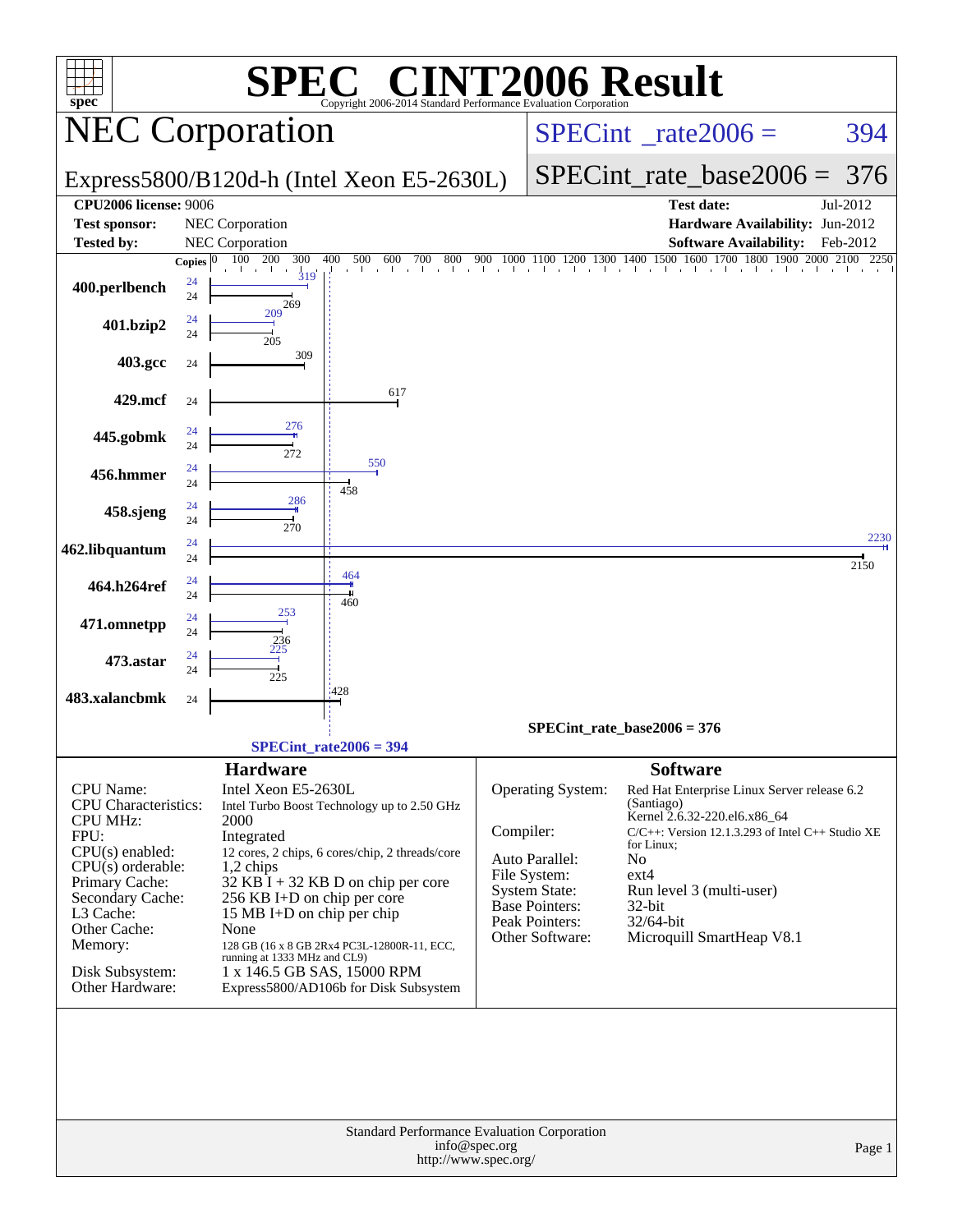# SPEC® CINT2006 Result

Copyright 2006-2014 Standard Performance Evaluation Corporation

## NEC Corporation

Express5800/B120d-h (Intel Xeon E5-2630L)

SPECint_rate2006 = 394

SPECint_rate_base2006 = 376

| | | | |
|---|---|---|---|
| **CPU2006 license:** | 9006 | **Test date:** | Jul-2012 |
| **Test sponsor:** | NEC Corporation | **Hardware Availability:** | Jun-2012 |
| **Tested by:** | NEC Corporation | **Software Availability:** | Feb-2012 |

| Benchmark | Copies (peak) | Peak | Copies (base) | Base |
|---|---|---|---|---|
| 400.perlbench | 24 | 319 | 24 | 269 |
| 401.bzip2 | 24 | 209 | 24 | 205 |
| 403.gcc | | | 24 | 309 |
| 429.mcf | | | 24 | 617 |
| 445.gobmk | 24 | 276 | 24 | 272 |
| 456.hmmer | 24 | 550 | 24 | 458 |
| 458.sjeng | 24 | 286 | 24 | 270 |
| 462.libquantum | 24 | 2230 | 24 | 2150 |
| 464.h264ref | 24 | 464 | 24 | 460 |
| 471.omnetpp | 24 | 253 | 24 | 236 |
| 473.astar | 24 | 225 | 24 | 225 |
| 483.xalancbmk | | | 24 | 428 |

SPECint_rate_base2006 = 376

SPECint_rate2006 = 394

### Hardware

| | |
|---|---|
| CPU Name: | Intel Xeon E5-2630L |
| CPU Characteristics: | Intel Turbo Boost Technology up to 2.50 GHz |
| CPU MHz: | 2000 |
| FPU: | Integrated |
| CPU(s) enabled: | 12 cores, 2 chips, 6 cores/chip, 2 threads/core |
| CPU(s) orderable: | 1,2 chips |
| Primary Cache: | 32 KB I + 32 KB D on chip per core |
| Secondary Cache: | 256 KB I+D on chip per core |
| L3 Cache: | 15 MB I+D on chip per chip |
| Other Cache: | None |
| Memory: | 128 GB (16 x 8 GB 2Rx4 PC3L-12800R-11, ECC, running at 1333 MHz and CL9) |
| Disk Subsystem: | 1 x 146.5 GB SAS, 15000 RPM |
| Other Hardware: | Express5800/AD106b for Disk Subsystem |

### Software

| | |
|---|---|
| Operating System: | Red Hat Enterprise Linux Server release 6.2 (Santiago) Kernel 2.6.32-220.el6.x86_64 |
| Compiler: | C/C++: Version 12.1.3.293 of Intel C++ Studio XE for Linux; |
| Auto Parallel: | No |
| File System: | ext4 |
| System State: | Run level 3 (multi-user) |
| Base Pointers: | 32-bit |
| Peak Pointers: | 32/64-bit |
| Other Software: | Microquill SmartHeap V8.1 |

Standard Performance Evaluation Corporation
info@spec.org
http://www.spec.org/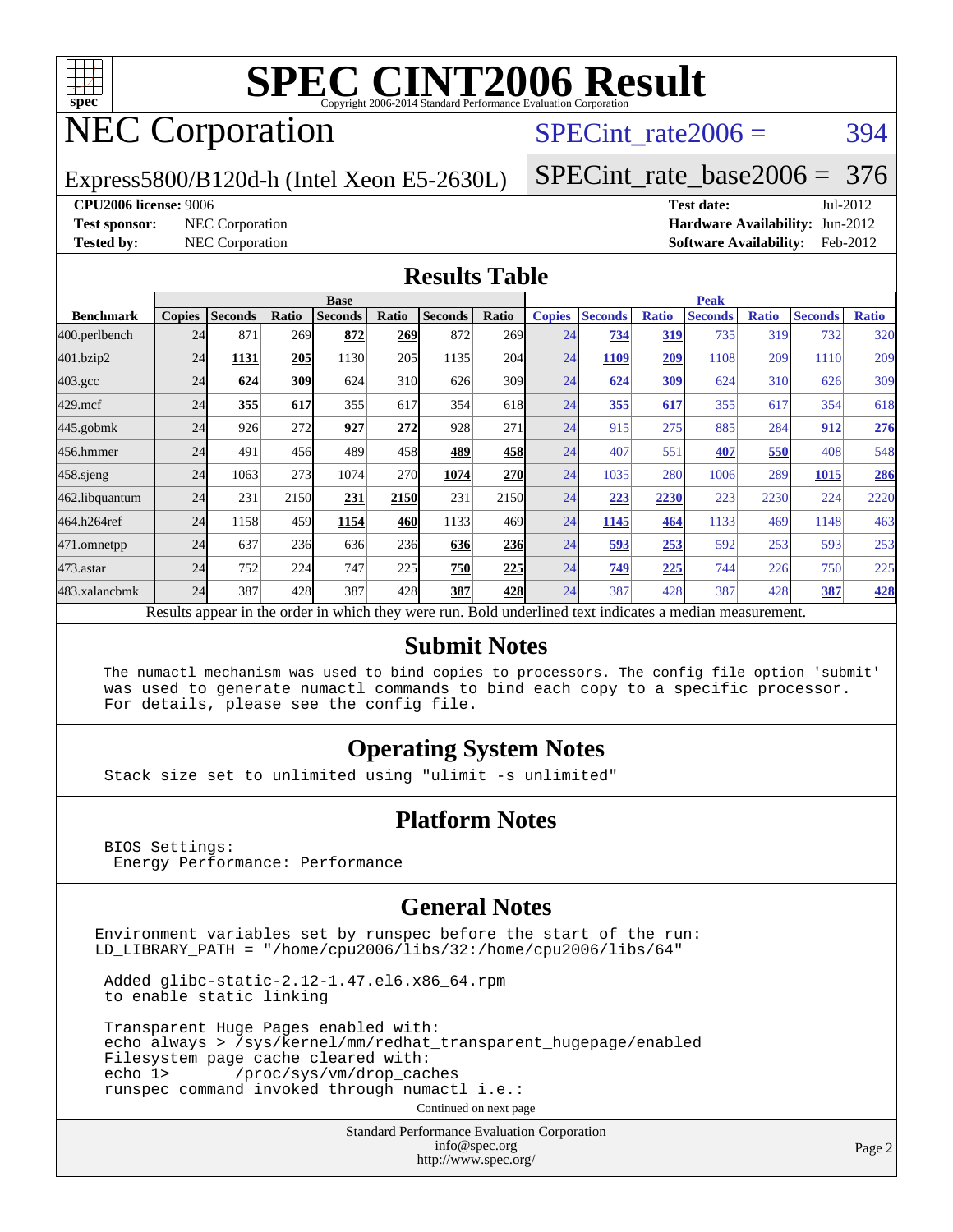# SPEC CINT2006 Result

Copyright 2006-2014 Standard Performance Evaluation Corporation

## NEC Corporation

Express5800/B120d-h (Intel Xeon E5-2630L)

SPECint_rate2006 = 394

SPECint_rate_base2006 = 376

**CPU2006 license:** 9006
**Test sponsor:** NEC Corporation
**Tested by:** NEC Corporation

**Test date:** Jul-2012
**Hardware Availability:** Jun-2012
**Software Availability:** Feb-2012

## Results Table

| Benchmark | Base | | | | | | | Peak | | | | | | |
|---|---|---|---|---|---|---|---|---|---|---|---|---|---|---|
| | Copies | Seconds | Ratio | Seconds | Ratio | Seconds | Ratio | Copies | Seconds | Ratio | Seconds | Ratio | Seconds | Ratio |
| 400.perlbench | 24 | 871 | 269 | **872** | **269** | 872 | 269 | 24 | **734** | **319** | 735 | 319 | 732 | 320 |
| 401.bzip2 | 24 | **1131** | **205** | 1130 | 205 | 1135 | 204 | 24 | **1109** | **209** | 1108 | 209 | 1110 | 209 |
| 403.gcc | 24 | **624** | **309** | 624 | 310 | 626 | 309 | 24 | **624** | **309** | 624 | 310 | 626 | 309 |
| 429.mcf | 24 | **355** | **617** | 355 | 617 | 354 | 618 | 24 | **355** | **617** | 355 | 617 | 354 | 618 |
| 445.gobmk | 24 | 926 | 272 | **927** | **272** | 928 | 271 | 24 | 915 | 275 | 885 | 284 | **912** | **276** |
| 456.hmmer | 24 | 491 | 456 | 489 | 458 | **489** | **458** | 24 | 407 | 551 | **407** | **550** | 408 | 548 |
| 458.sjeng | 24 | 1063 | 273 | 1074 | 270 | **1074** | **270** | 24 | 1035 | 280 | 1006 | 289 | **1015** | **286** |
| 462.libquantum | 24 | 231 | 2150 | **231** | **2150** | 231 | 2150 | 24 | **223** | **2230** | 223 | 2230 | 224 | 2220 |
| 464.h264ref | 24 | 1158 | 459 | **1154** | **460** | 1133 | 469 | 24 | **1145** | **464** | 1133 | 469 | 1148 | 463 |
| 471.omnetpp | 24 | 637 | 236 | 636 | 236 | **636** | **236** | 24 | **593** | **253** | 592 | 253 | 593 | 253 |
| 473.astar | 24 | 752 | 224 | 747 | 225 | **750** | **225** | 24 | **749** | **225** | 744 | 226 | 750 | 225 |
| 483.xalancbmk | 24 | 387 | 428 | 387 | 428 | **387** | **428** | 24 | 387 | 428 | 387 | 428 | **387** | **428** |

Results appear in the order in which they were run. Bold underlined text indicates a median measurement.

## Submit Notes

```
The numactl mechanism was used to bind copies to processors. The config file option 'submit'
was used to generate numactl commands to bind each copy to a specific processor.
For details, please see the config file.
```

## Operating System Notes

```
Stack size set to unlimited using "ulimit -s unlimited"
```

## Platform Notes

```
BIOS Settings:
 Energy Performance: Performance
```

## General Notes

```
Environment variables set by runspec before the start of the run:
LD_LIBRARY_PATH = "/home/cpu2006/libs/32:/home/cpu2006/libs/64"

 Added glibc-static-2.12-1.47.el6.x86_64.rpm
 to enable static linking

 Transparent Huge Pages enabled with:
 echo always > /sys/kernel/mm/redhat_transparent_hugepage/enabled
 Filesystem page cache cleared with:
 echo 1>       /proc/sys/vm/drop_caches
 runspec command invoked through numactl i.e.:
```

Continued on next page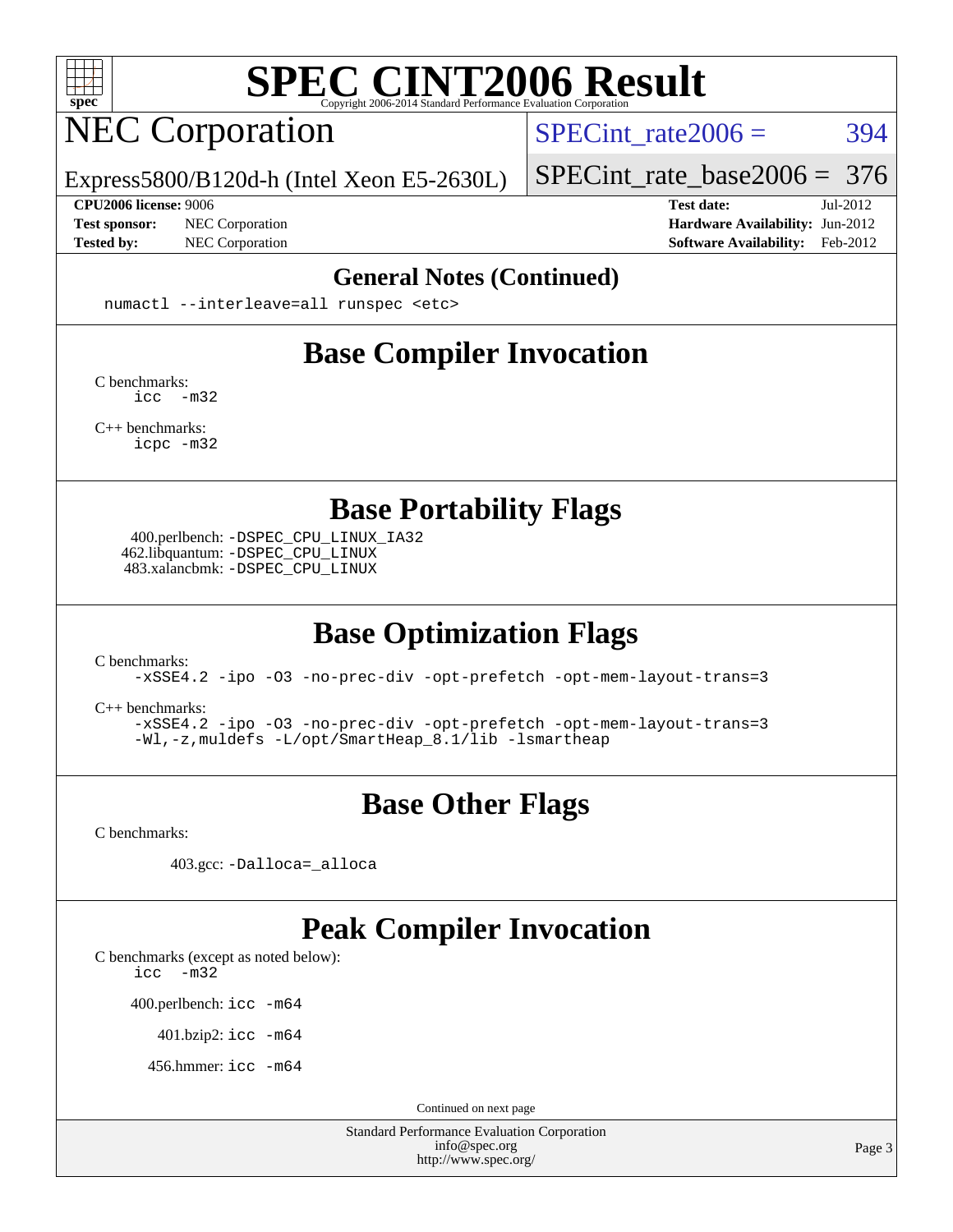# SPEC CINT2006 Result

## NEC Corporation

Express5800/B120d-h (Intel Xeon E5-2630L)

SPECint_rate2006 = 394

SPECint_rate_base2006 = 376

**CPU2006 license:** 9006
**Test sponsor:** NEC Corporation
**Tested by:** NEC Corporation

**Test date:** Jul-2012
**Hardware Availability:** Jun-2012
**Software Availability:** Feb-2012

## General Notes (Continued)

```
numactl --interleave=all runspec <etc>
```

## Base Compiler Invocation

C benchmarks:
```
icc  -m32
```

C++ benchmarks:
```
icpc -m32
```

## Base Portability Flags

400.perlbench: `-DSPEC_CPU_LINUX_IA32`
462.libquantum: `-DSPEC_CPU_LINUX`
483.xalancbmk: `-DSPEC_CPU_LINUX`

## Base Optimization Flags

C benchmarks:
```
-xSSE4.2 -ipo -O3 -no-prec-div -opt-prefetch -opt-mem-layout-trans=3
```

C++ benchmarks:
```
-xSSE4.2 -ipo -O3 -no-prec-div -opt-prefetch -opt-mem-layout-trans=3
-Wl,-z,muldefs -L/opt/SmartHeap_8.1/lib -lsmartheap
```

## Base Other Flags

C benchmarks:

403.gcc: `-Dalloca=_alloca`

## Peak Compiler Invocation

C benchmarks (except as noted below):
```
icc  -m32
```

400.perlbench: `icc -m64`

401.bzip2: `icc -m64`

456.hmmer: `icc -m64`

Continued on next page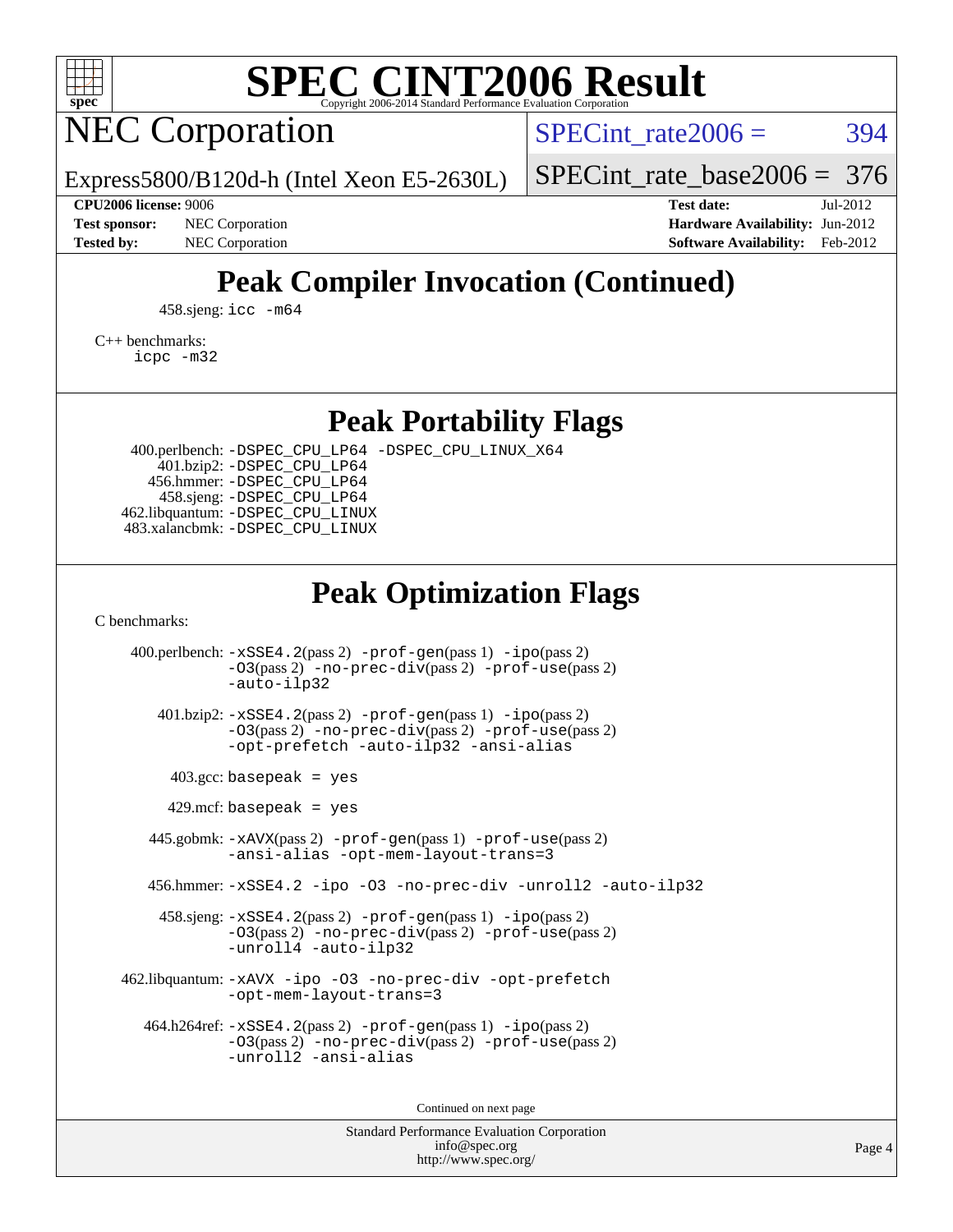# SPEC CINT2006 Result

Copyright 2006-2014 Standard Performance Evaluation Corporation

## NEC Corporation

Express5800/B120d-h (Intel Xeon E5-2630L)

SPECint_rate2006 = 394

SPECint_rate_base2006 = 376

**CPU2006 license:** 9006
**Test sponsor:** NEC Corporation
**Tested by:** NEC Corporation

**Test date:** Jul-2012
**Hardware Availability:** Jun-2012
**Software Availability:** Feb-2012

## Peak Compiler Invocation (Continued)

458.sjeng: `icc -m64`

C++ benchmarks:
`icpc -m32`

## Peak Portability Flags

400.perlbench: `-DSPEC_CPU_LP64 -DSPEC_CPU_LINUX_X64`
401.bzip2: `-DSPEC_CPU_LP64`
456.hmmer: `-DSPEC_CPU_LP64`
458.sjeng: `-DSPEC_CPU_LP64`
462.libquantum: `-DSPEC_CPU_LINUX`
483.xalancbmk: `-DSPEC_CPU_LINUX`

## Peak Optimization Flags

C benchmarks:

400.perlbench: `-xSSE4.2`(pass 2) `-prof-gen`(pass 1) `-ipo`(pass 2) `-O3`(pass 2) `-no-prec-div`(pass 2) `-prof-use`(pass 2) `-auto-ilp32`

401.bzip2: `-xSSE4.2`(pass 2) `-prof-gen`(pass 1) `-ipo`(pass 2) `-O3`(pass 2) `-no-prec-div`(pass 2) `-prof-use`(pass 2) `-opt-prefetch -auto-ilp32 -ansi-alias`

403.gcc: `basepeak = yes`

429.mcf: `basepeak = yes`

445.gobmk: `-xAVX`(pass 2) `-prof-gen`(pass 1) `-prof-use`(pass 2) `-ansi-alias -opt-mem-layout-trans=3`

456.hmmer: `-xSSE4.2 -ipo -O3 -no-prec-div -unroll2 -auto-ilp32`

458.sjeng: `-xSSE4.2`(pass 2) `-prof-gen`(pass 1) `-ipo`(pass 2) `-O3`(pass 2) `-no-prec-div`(pass 2) `-prof-use`(pass 2) `-unroll4 -auto-ilp32`

462.libquantum: `-xAVX -ipo -O3 -no-prec-div -opt-prefetch -opt-mem-layout-trans=3`

464.h264ref: `-xSSE4.2`(pass 2) `-prof-gen`(pass 1) `-ipo`(pass 2) `-O3`(pass 2) `-no-prec-div`(pass 2) `-prof-use`(pass 2) `-unroll2 -ansi-alias`

Continued on next page

Standard Performance Evaluation Corporation
info@spec.org
http://www.spec.org/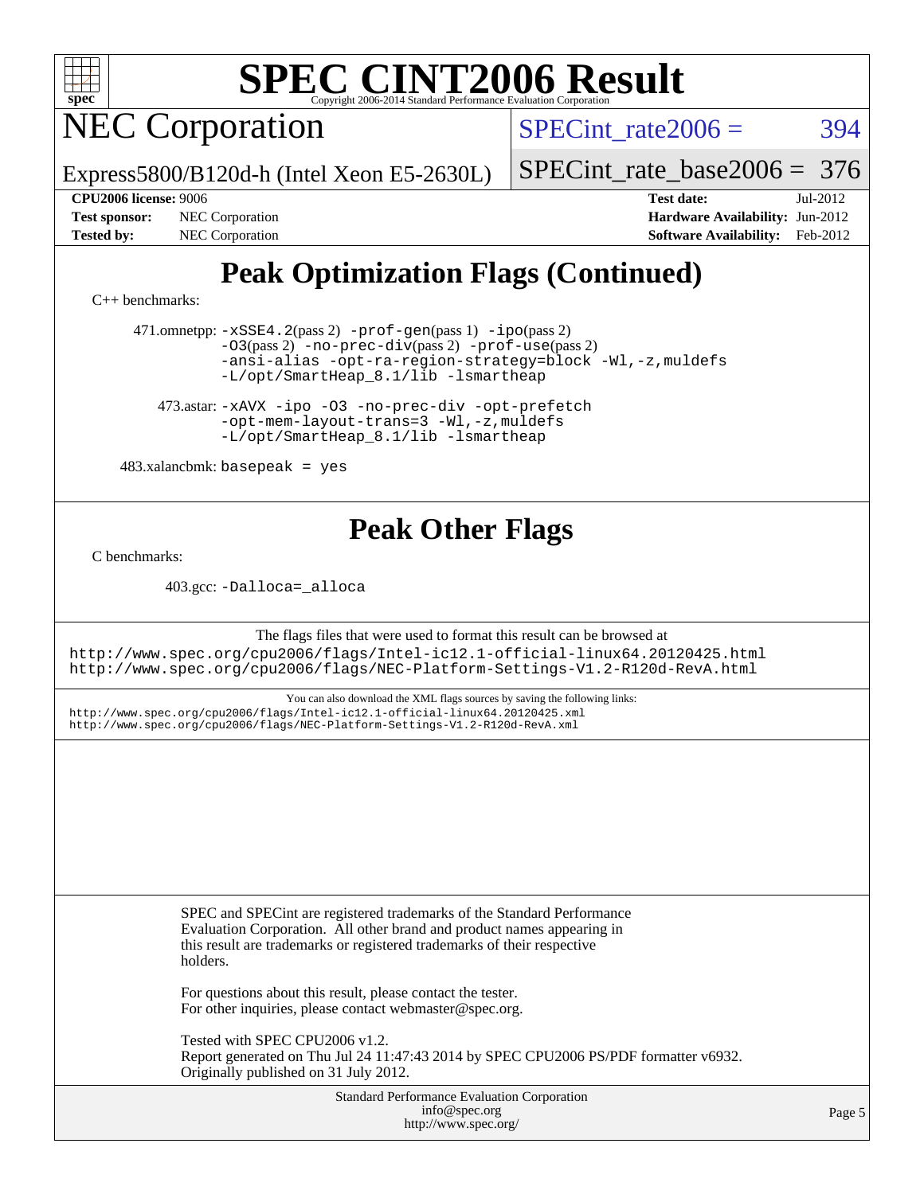## Peak Optimization Flags (Continued)

C++ benchmarks:

471.omnetpp: -xSSE4.2(pass 2) -prof-gen(pass 1) -ipo(pass 2) -O3(pass 2) -no-prec-div(pass 2) -prof-use(pass 2) -ansi-alias -opt-ra-region-strategy=block -Wl,-z,muldefs -L/opt/SmartHeap_8.1/lib -lsmartheap

473.astar: -xAVX -ipo -O3 -no-prec-div -opt-prefetch -opt-mem-layout-trans=3 -Wl,-z,muldefs -L/opt/SmartHeap_8.1/lib -lsmartheap

483.xalancbmk: basepeak = yes

## Peak Other Flags

C benchmarks:

403.gcc: -Dalloca=_alloca

The flags files that were used to format this result can be browsed at
http://www.spec.org/cpu2006/flags/Intel-ic12.1-official-linux64.20120425.html
http://www.spec.org/cpu2006/flags/NEC-Platform-Settings-V1.2-R120d-RevA.html

You can also download the XML flags sources by saving the following links:
http://www.spec.org/cpu2006/flags/Intel-ic12.1-official-linux64.20120425.xml
http://www.spec.org/cpu2006/flags/NEC-Platform-Settings-V1.2-R120d-RevA.xml

SPEC and SPECint are registered trademarks of the Standard Performance Evaluation Corporation. All other brand and product names appearing in this result are trademarks or registered trademarks of their respective holders.

For questions about this result, please contact the tester.
For other inquiries, please contact webmaster@spec.org.

Tested with SPEC CPU2006 v1.2.
Report generated on Thu Jul 24 11:47:43 2014 by SPEC CPU2006 PS/PDF formatter v6932.
Originally published on 31 July 2012.